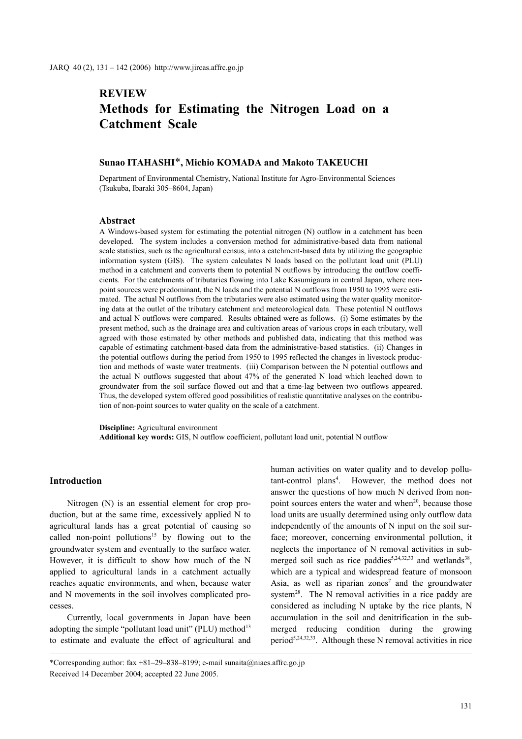REVIEW

# Methods for Estimating the Nitrogen Load on a Catchment Scale

**Sunao ITAHASHI\*, Michio KOMADA and Makoto TAKEUCHI**

Department of Environmental Chemistry, National Institute for Agro-Environmental Sciences (Tsukuba, Ibaraki 305–8604, Japan)

## Abstract

A Windows-based system for estimating the potential nitrogen (N) outflow in a catchment has been developed. The system includes a conversion method for administrative-based data from national scale statistics, such as the agricultural census, into a catchment-based data by utilizing the geographic information system (GIS). The system calculates N loads based on the pollutant load unit (PLU) method in a catchment and converts them to potential N outflows by introducing the outflow coefficients. For the catchments of tributaries flowing into Lake Kasumigaura in central Japan, where non-point sources were predominant, the N loads and the potential N outflows from 1950 to 1995 were estimated. The actual N outflows from the tributaries were also estimated using the water quality monitoring data at the outlet of the tributary catchment and meteorological data. These potential N outflows and actual N outflows were compared. Results obtained were as follows. (i) Some estimates by the present method, such as the drainage area and cultivation areas of various crops in each tributary, well agreed with those estimated by other methods and published data, indicating that this method was capable of estimating catchment-based data from the administrative-based statistics. (ii) Changes in the potential outflows during the period from 1950 to 1995 reflected the changes in livestock production and methods of waste water treatments. (iii) Comparison between the N potential outflows and the actual N outflows suggested that about 47% of the generated N load which leached down to groundwater from the soil surface flowed out and that a time-lag between two outflows appeared. Thus, the developed system offered good possibilities of realistic quantitative analyses on the contribution of non-point sources to water quality on the scale of a catchment.

**Discipline:** Agricultural environment
**Additional key words:** GIS, N outflow coefficient, pollutant load unit, potential N outflow

## Introduction

Nitrogen (N) is an essential element for crop production, but at the same time, excessively applied N to agricultural lands has a great potential of causing so called non-point pollutions[15] by flowing out to the groundwater system and eventually to the surface water. However, it is difficult to show how much of the N applied to agricultural lands in a catchment actually reaches aquatic environments, and when, because water and N movements in the soil involves complicated processes.

Currently, local governments in Japan have been adopting the simple "pollutant load unit" (PLU) method[13] to estimate and evaluate the effect of agricultural and human activities on water quality and to develop pollutant-control plans[4]. However, the method does not answer the questions of how much N derived from non-point sources enters the water and when[20], because those load units are usually determined using only outflow data independently of the amounts of N input on the soil surface; moreover, concerning environmental pollution, it neglects the importance of N removal activities in submerged soil such as rice paddies[5,24,32,33] and wetlands[38], which are a typical and widespread feature of monsoon Asia, as well as riparian zones[7] and the groundwater system[28]. The N removal activities in a rice paddy are considered as including N uptake by the rice plants, N accumulation in the soil and denitrification in the submerged reducing condition during the growing period[5,24,32,33]. Although these N removal activities in rice

\*Corresponding author: fax +81–29–838–8199; e-mail sunaita@niaes.affrc.go.jp
Received 14 December 2004; accepted 22 June 2005.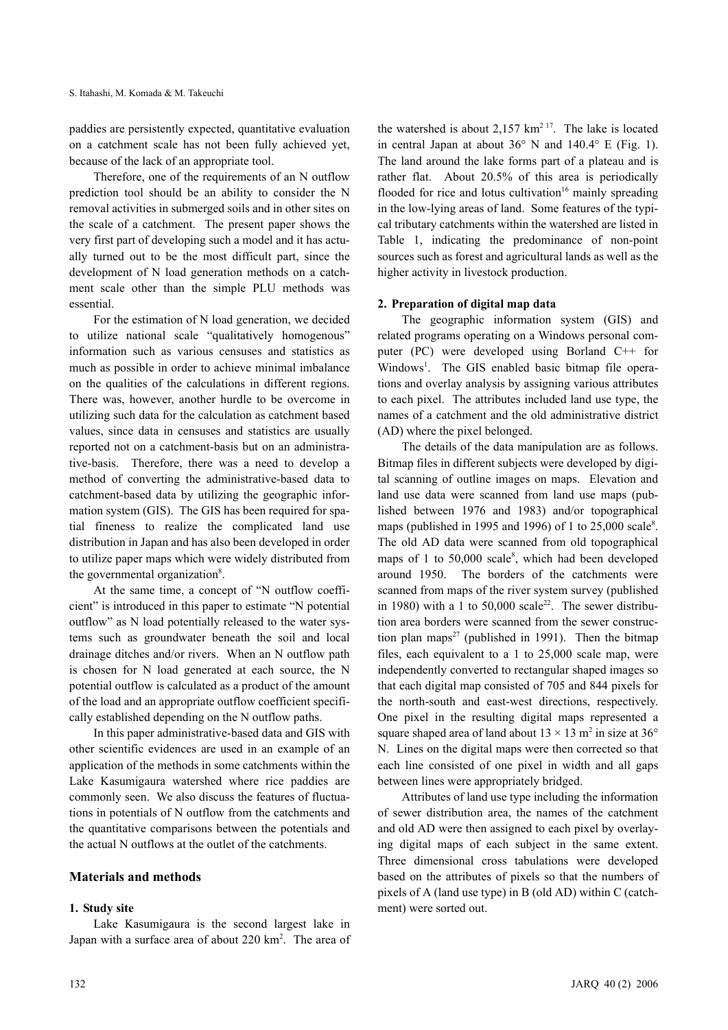paddies are persistently expected, quantitative evaluation on a catchment scale has not been fully achieved yet, because of the lack of an appropriate tool.

Therefore, one of the requirements of an N outflow prediction tool should be an ability to consider the N removal activities in submerged soils and in other sites on the scale of a catchment. The present paper shows the very first part of developing such a model and it has actually turned out to be the most difficult part, since the development of N load generation methods on a catchment scale other than the simple PLU methods was essential.

For the estimation of N load generation, we decided to utilize national scale "qualitatively homogenous" information such as various censuses and statistics as much as possible in order to achieve minimal imbalance on the qualities of the calculations in different regions. There was, however, another hurdle to be overcome in utilizing such data for the calculation as catchment based values, since data in censuses and statistics are usually reported not on a catchment-basis but on an administrative-basis. Therefore, there was a need to develop a method of converting the administrative-based data to catchment-based data by utilizing the geographic information system (GIS). The GIS has been required for spatial fineness to realize the complicated land use distribution in Japan and has also been developed in order to utilize paper maps which were widely distributed from the governmental organization[8].

At the same time, a concept of "N outflow coefficient" is introduced in this paper to estimate "N potential outflow" as N load potentially released to the water systems such as groundwater beneath the soil and local drainage ditches and/or rivers. When an N outflow path is chosen for N load generated at each source, the N potential outflow is calculated as a product of the amount of the load and an appropriate outflow coefficient specifically established depending on the N outflow paths.

In this paper administrative-based data and GIS with other scientific evidences are used in an example of an application of the methods in some catchments within the Lake Kasumigaura watershed where rice paddies are commonly seen. We also discuss the features of fluctuations in potentials of N outflow from the catchments and the quantitative comparisons between the potentials and the actual N outflows at the outlet of the catchments.

## Materials and methods

### 1. Study site

Lake Kasumigaura is the second largest lake in Japan with a surface area of about 220 $km^2$. The area of the watershed is about 2,157 $km^2$ [17]. The lake is located in central Japan at about 36° N and 140.4° E (Fig. 1). The land around the lake forms part of a plateau and is rather flat. About 20.5% of this area is periodically flooded for rice and lotus cultivation[16] mainly spreading in the low-lying areas of land. Some features of the typical tributary catchments within the watershed are listed in Table 1, indicating the predominance of non-point sources such as forest and agricultural lands as well as the higher activity in livestock production.

### 2. Preparation of digital map data

The geographic information system (GIS) and related programs operating on a Windows personal computer (PC) were developed using Borland C++ for Windows[1]. The GIS enabled basic bitmap file operations and overlay analysis by assigning various attributes to each pixel. The attributes included land use type, the names of a catchment and the old administrative district (AD) where the pixel belonged.

The details of the data manipulation are as follows. Bitmap files in different subjects were developed by digital scanning of outline images on maps. Elevation and land use data were scanned from land use maps (published between 1976 and 1983) and/or topographical maps (published in 1995 and 1996) of 1 to 25,000 scale[8]. The old AD data were scanned from old topographical maps of 1 to 50,000 scale[8], which had been developed around 1950. The borders of the catchments were scanned from maps of the river system survey (published in 1980) with a 1 to 50,000 scale[22]. The sewer distribution area borders were scanned from the sewer construction plan maps[27] (published in 1991). Then the bitmap files, each equivalent to a 1 to 25,000 scale map, were independently converted to rectangular shaped images so that each digital map consisted of 705 and 844 pixels for the north-south and east-west directions, respectively. One pixel in the resulting digital maps represented a square shaped area of land about $13 \times 13$ $m^2$ in size at 36° N. Lines on the digital maps were then corrected so that each line consisted of one pixel in width and all gaps between lines were appropriately bridged.

Attributes of land use type including the information of sewer distribution area, the names of the catchment and old AD were then assigned to each pixel by overlaying digital maps of each subject in the same extent. Three dimensional cross tabulations were developed based on the attributes of pixels so that the numbers of pixels of A (land use type) in B (old AD) within C (catchment) were sorted out.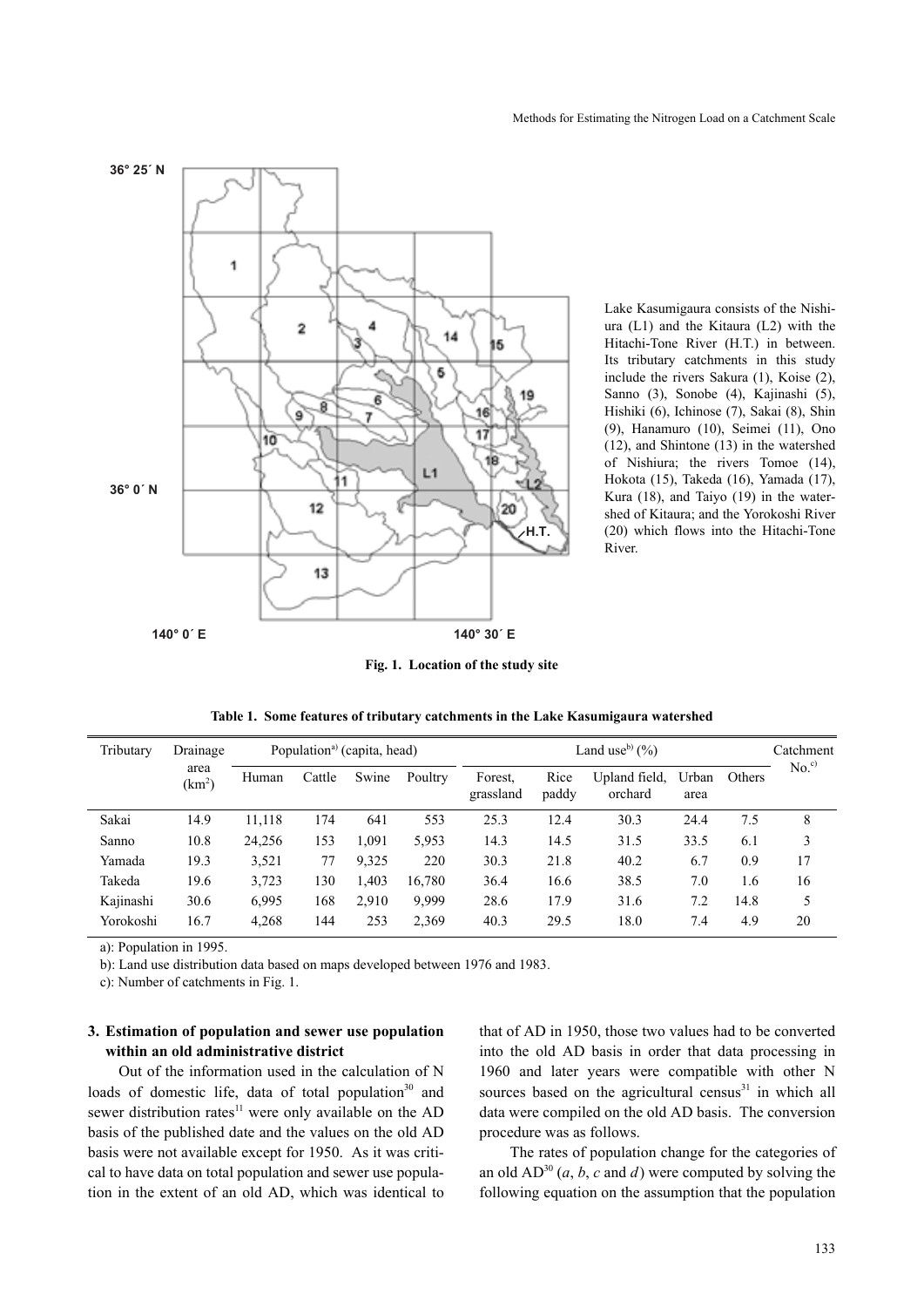Lake Kasumigaura consists of the Nishiura (L1) and the Kitaura (L2) with the Hitachi-Tone River (H.T.) in between. Its tributary catchments in this study include the rivers Sakura (1), Koise (2), Sanno (3), Sonobe (4), Kajinashi (5), Hishiki (6), Ichinose (7), Sakai (8), Shin (9), Hanamuro (10), Seimei (11), Ono (12), and Shintone (13) in the watershed of Nishiura; the rivers Tomoe (14), Hokota (15), Takeda (16), Yamada (17), Kura (18), and Taiyo (19) in the watershed of Kitaura; and the Yorokoshi River (20) which flows into the Hitachi-Tone River.

**Fig. 1. Location of the study site**

**Table 1. Some features of tributary catchments in the Lake Kasumigaura watershed**

| Tributary | Drainage area ($km^2$) | Population[a] (capita, head) | | | | Land use[b] (%) | | | | | Catchment No.[c] |
|---|---|---|---|---|---|---|---|---|---|---|---|
| | | Human | Cattle | Swine | Poultry | Forest, grassland | Rice paddy | Upland field, orchard | Urban area | Others | |
| Sakai | 14.9 | 11,118 | 174 | 641 | 553 | 25.3 | 12.4 | 30.3 | 24.4 | 7.5 | 8 |
| Sanno | 10.8 | 24,256 | 153 | 1,091 | 5,953 | 14.3 | 14.5 | 31.5 | 33.5 | 6.1 | 3 |
| Yamada | 19.3 | 3,521 | 77 | 9,325 | 220 | 30.3 | 21.8 | 40.2 | 6.7 | 0.9 | 17 |
| Takeda | 19.6 | 3,723 | 130 | 1,403 | 16,780 | 36.4 | 16.6 | 38.5 | 7.0 | 1.6 | 16 |
| Kajinashi | 30.6 | 6,995 | 168 | 2,910 | 9,999 | 28.6 | 17.9 | 31.6 | 7.2 | 14.8 | 5 |
| Yorokoshi | 16.7 | 4,268 | 144 | 253 | 2,369 | 40.3 | 29.5 | 18.0 | 7.4 | 4.9 | 20 |

a): Population in 1995.

b): Land use distribution data based on maps developed between 1976 and 1983.

c): Number of catchments in Fig. 1.

### 3. Estimation of population and sewer use population within an old administrative district

Out of the information used in the calculation of N loads of domestic life, data of total population[30] and sewer distribution rates[11] were only available on the AD basis of the published date and the values on the old AD basis were not available except for 1950. As it was critical to have data on total population and sewer use population in the extent of an old AD, which was identical to that of AD in 1950, those two values had to be converted into the old AD basis in order that data processing in 1960 and later years were compatible with other N sources based on the agricultural census[31] in which all data were compiled on the old AD basis. The conversion procedure was as follows.

The rates of population change for the categories of an old AD[30] ($a$, $b$, $c$ and $d$) were computed by solving the following equation on the assumption that the population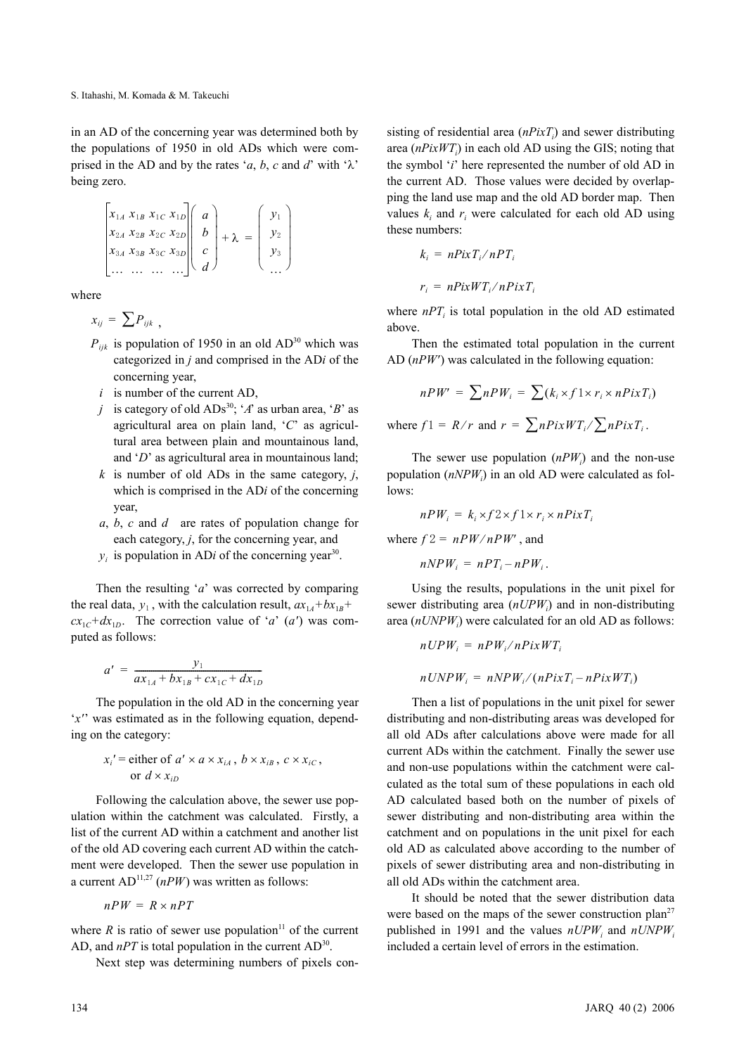in an AD of the concerning year was determined both by the populations of 1950 in old ADs which were comprised in the AD and by the rates '*a*, *b*, *c* and *d*' with 'λ' being zero.

$$\begin{bmatrix} x_{1A} & x_{1B} & x_{1C} & x_{1D} \\ x_{2A} & x_{2B} & x_{2C} & x_{2D} \\ x_{3A} & x_{3B} & x_{3C} & x_{3D} \\ \dots & \dots & \dots & \dots \end{bmatrix} \begin{pmatrix} a \\ b \\ c \\ d \end{pmatrix} + \lambda = \begin{pmatrix} y_1 \\ y_2 \\ y_3 \\ \dots \end{pmatrix}$$

where

$x_{ij} = \sum P_{ijk}$ ,

- $P_{ijk}$ is population of 1950 in an old AD[30] which was categorized in *j* and comprised in the AD*i* of the concerning year,
- *i* is number of the current AD,
- *j* is category of old ADs[30]; '*A*' as urban area, '*B*' as agricultural area on plain land, '*C*' as agricultural area between plain and mountainous land, and '*D*' as agricultural area in mountainous land;
- *k* is number of old ADs in the same category, *j*, which is comprised in the AD*i* of the concerning year,
- *a*, *b*, *c* and *d* are rates of population change for each category, *j*, for the concerning year, and
- $y_i$ is population in AD*i* of the concerning year[30].

Then the resulting '*a*' was corrected by comparing the real data, $y_1$, with the calculation result, $ax_{1A}+bx_{1B}+cx_{1C}+dx_{1D}$. The correction value of '*a*' (*a′*) was computed as follows:

$$a' = \frac{y_1}{ax_{1A} + bx_{1B} + cx_{1C} + dx_{1D}}$$

The population in the old AD in the concerning year '*x′*' was estimated as in the following equation, depending on the category:

$x_i'$ = either of $a' \times a \times x_{iA}$, $b \times x_{iB}$, $c \times x_{iC}$, or $d \times x_{iD}$

Following the calculation above, the sewer use population within the catchment was calculated. Firstly, a list of the current AD within a catchment and another list of the old AD covering each current AD within the catchment were developed. Then the sewer use population in a current AD[11,27] (*nPW*) was written as follows:

$$nPW = R \times nPT$$

where *R* is ratio of sewer use population[11] of the current AD, and *nPT* is total population in the current AD[30].

Next step was determining numbers of pixels consisting of residential area ($nPixT_i$) and sewer distributing area ($nPixWT_i$) in each old AD using the GIS; noting that the symbol '*i*' here represented the number of old AD in the current AD. Those values were decided by overlapping the land use map and the old AD border map. Then values $k_i$ and $r_i$ were calculated for each old AD using these numbers:

$$k_i = nPixT_i / nPT_i$$

$$r_i = nPixWT_i / nPixT_i$$

where $nPT_i$ is total population in the old AD estimated above.

Then the estimated total population in the current AD (*nPW′*) was calculated in the following equation:

$$nPW' = \sum nPW_i = \sum (k_i \times f1 \times r_i \times nPixT_i)$$

where $f1 = R/r$ and $r = \sum nPixWT_i / \sum nPixT_i$.

The sewer use population ($nPW_i$) and the non-use population ($nNPW_i$) in an old AD were calculated as follows:

$$nPW_i = k_i \times f2 \times f1 \times r_i \times nPixT_i$$

where $f2 = nPW / nPW'$, and

$$nNPW_i = nPT_i - nPW_i.$$

Using the results, populations in the unit pixel for sewer distributing area ($nUPW_i$) and in non-distributing area ($nUNPW_i$) were calculated for an old AD as follows:

$$nUPW_i = nPW_i / nPixWT_i$$

$$nUNPW_i = nNPW_i / (nPixT_i - nPixWT_i)$$

Then a list of populations in the unit pixel for sewer distributing and non-distributing areas was developed for all old ADs after calculations above were made for all current ADs within the catchment. Finally the sewer use and non-use populations within the catchment were calculated as the total sum of these populations in each old AD calculated based both on the number of pixels of sewer distributing and non-distributing area within the catchment and on populations in the unit pixel for each old AD as calculated above according to the number of pixels of sewer distributing area and non-distributing in all old ADs within the catchment area.

It should be noted that the sewer distribution data were based on the maps of the sewer construction plan[27] published in 1991 and the values $nUPW_i$ and $nUNPW_i$ included a certain level of errors in the estimation.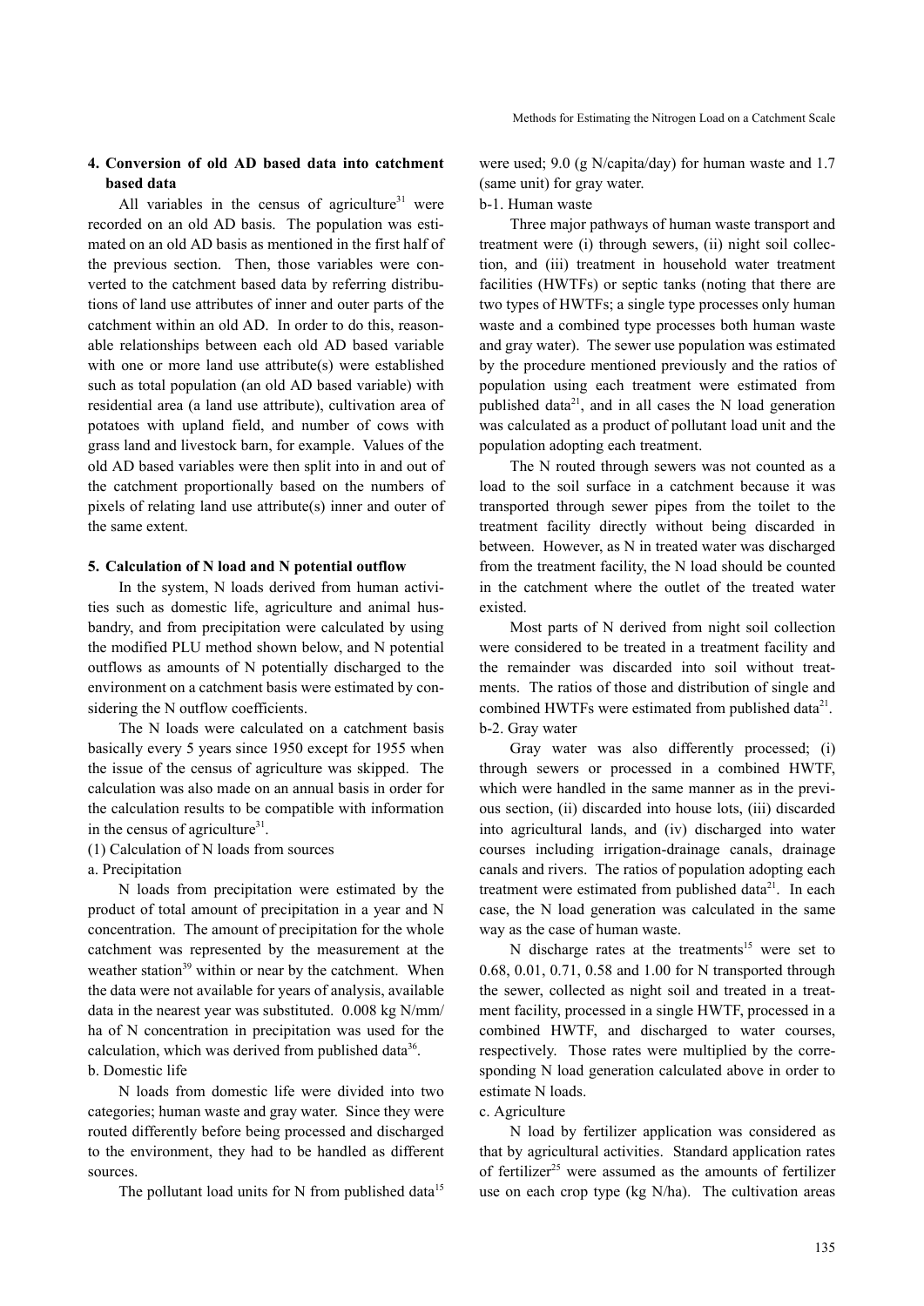## 4. Conversion of old AD based data into catchment based data

All variables in the census of agriculture[31] were recorded on an old AD basis. The population was estimated on an old AD basis as mentioned in the first half of the previous section. Then, those variables were converted to the catchment based data by referring distributions of land use attributes of inner and outer parts of the catchment within an old AD. In order to do this, reasonable relationships between each old AD based variable with one or more land use attribute(s) were established such as total population (an old AD based variable) with residential area (a land use attribute), cultivation area of potatoes with upland field, and number of cows with grass land and livestock barn, for example. Values of the old AD based variables were then split into in and out of the catchment proportionally based on the numbers of pixels of relating land use attribute(s) inner and outer of the same extent.

## 5. Calculation of N load and N potential outflow

In the system, N loads derived from human activities such as domestic life, agriculture and animal husbandry, and from precipitation were calculated by using the modified PLU method shown below, and N potential outflows as amounts of N potentially discharged to the environment on a catchment basis were estimated by considering the N outflow coefficients.

The N loads were calculated on a catchment basis basically every 5 years since 1950 except for 1955 when the issue of the census of agriculture was skipped. The calculation was also made on an annual basis in order for the calculation results to be compatible with information in the census of agriculture[31].

### (1) Calculation of N loads from sources

#### a. Precipitation

N loads from precipitation were estimated by the product of total amount of precipitation in a year and N concentration. The amount of precipitation for the whole catchment was represented by the measurement at the weather station[39] within or near by the catchment. When the data were not available for years of analysis, available data in the nearest year was substituted. 0.008 kg N/mm/ha of N concentration in precipitation was used for the calculation, which was derived from published data[36].

#### b. Domestic life

N loads from domestic life were divided into two categories; human waste and gray water. Since they were routed differently before being processed and discharged to the environment, they had to be handled as different sources.

The pollutant load units for N from published data[15] were used; 9.0 (g N/capita/day) for human waste and 1.7 (same unit) for gray water.

##### b-1. Human waste

Three major pathways of human waste transport and treatment were (i) through sewers, (ii) night soil collection, and (iii) treatment in household water treatment facilities (HWTFs) or septic tanks (noting that there are two types of HWTFs; a single type processes only human waste and a combined type processes both human waste and gray water). The sewer use population was estimated by the procedure mentioned previously and the ratios of population using each treatment were estimated from published data[21], and in all cases the N load generation was calculated as a product of pollutant load unit and the population adopting each treatment.

The N routed through sewers was not counted as a load to the soil surface in a catchment because it was transported through sewer pipes from the toilet to the treatment facility directly without being discarded in between. However, as N in treated water was discharged from the treatment facility, the N load should be counted in the catchment where the outlet of the treated water existed.

Most parts of N derived from night soil collection were considered to be treated in a treatment facility and the remainder was discarded into soil without treatments. The ratios of those and distribution of single and combined HWTFs were estimated from published data[21].

##### b-2. Gray water

Gray water was also differently processed; (i) through sewers or processed in a combined HWTF, which were handled in the same manner as in the previous section, (ii) discarded into house lots, (iii) discarded into agricultural lands, and (iv) discharged into water courses including irrigation-drainage canals, drainage canals and rivers. The ratios of population adopting each treatment were estimated from published data[21]. In each case, the N load generation was calculated in the same way as the case of human waste.

N discharge rates at the treatments[15] were set to 0.68, 0.01, 0.71, 0.58 and 1.00 for N transported through the sewer, collected as night soil and treated in a treatment facility, processed in a single HWTF, processed in a combined HWTF, and discharged to water courses, respectively. Those rates were multiplied by the corresponding N load generation calculated above in order to estimate N loads.

#### c. Agriculture

N load by fertilizer application was considered as that by agricultural activities. Standard application rates of fertilizer[25] were assumed as the amounts of fertilizer use on each crop type (kg N/ha). The cultivation areas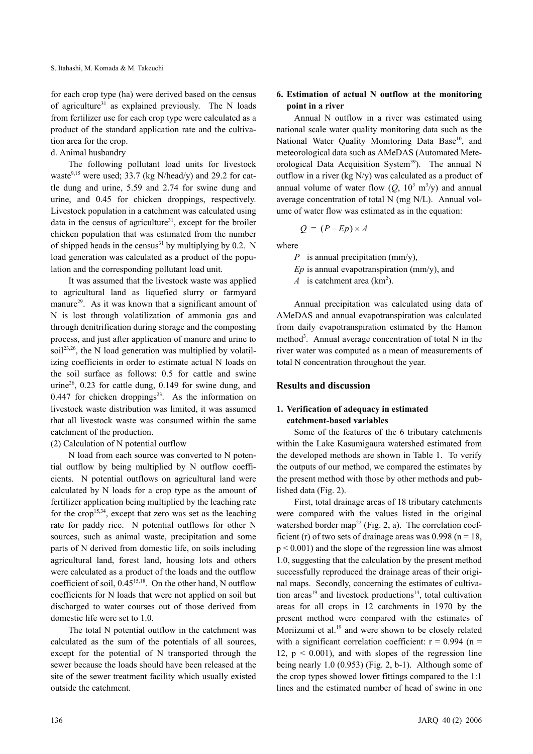for each crop type (ha) were derived based on the census of agriculture[31] as explained previously. The N loads from fertilizer use for each crop type were calculated as a product of the standard application rate and the cultivation area for the crop.

d. Animal husbandry

The following pollutant load units for livestock waste[9,15] were used; 33.7 (kg N/head/y) and 29.2 for cattle dung and urine, 5.59 and 2.74 for swine dung and urine, and 0.45 for chicken droppings, respectively. Livestock population in a catchment was calculated using data in the census of agriculture[31], except for the broiler chicken population that was estimated from the number of shipped heads in the census[31] by multiplying by 0.2. N load generation was calculated as a product of the population and the corresponding pollutant load unit.

It was assumed that the livestock waste was applied to agricultural land as liquefied slurry or farmyard manure[29]. As it was known that a significant amount of N is lost through volatilization of ammonia gas and through denitrification during storage and the composting process, and just after application of manure and urine to soil[23,26], the N load generation was multiplied by volatilizing coefficients in order to estimate actual N loads on the soil surface as follows: 0.5 for cattle and swine urine[26], 0.23 for cattle dung, 0.149 for swine dung, and 0.447 for chicken droppings[23]. As the information on livestock waste distribution was limited, it was assumed that all livestock waste was consumed within the same catchment of the production.

(2) Calculation of N potential outflow

N load from each source was converted to N potential outflow by being multiplied by N outflow coefficients. N potential outflows on agricultural land were calculated by N loads for a crop type as the amount of fertilizer application being multiplied by the leaching rate for the crop[15,34], except that zero was set as the leaching rate for paddy rice. N potential outflows for other N sources, such as animal waste, precipitation and some parts of N derived from domestic life, on soils including agricultural land, forest land, housing lots and others were calculated as a product of the loads and the outflow coefficient of soil, 0.45[15,18]. On the other hand, N outflow coefficients for N loads that were not applied on soil but discharged to water courses out of those derived from domestic life were set to 1.0.

The total N potential outflow in the catchment was calculated as the sum of the potentials of all sources, except for the potential of N transported through the sewer because the loads should have been released at the site of the sewer treatment facility which usually existed outside the catchment.

### 6. Estimation of actual N outflow at the monitoring point in a river

Annual N outflow in a river was estimated using national scale water quality monitoring data such as the National Water Quality Monitoring Data Base[10], and meteorological data such as AMeDAS (Automated Meteorological Data Acquisition System[39]). The annual N outflow in a river (kg N/y) was calculated as a product of annual volume of water flow ($Q$, $10^3$ $m^3/y$) and annual average concentration of total N (mg N/L). Annual volume of water flow was estimated as in the equation:

$$Q = (P - Ep) \times A$$

where

$P$ is annual precipitation (mm/y),

$Ep$ is annual evapotranspiration (mm/y), and

$A$ is catchment area ($km^2$).

Annual precipitation was calculated using data of AMeDAS and annual evapotranspiration was calculated from daily evapotranspiration estimated by the Hamon method[3]. Annual average concentration of total N in the river water was computed as a mean of measurements of total N concentration throughout the year.

## Results and discussion

### 1. Verification of adequacy in estimated catchment-based variables

Some of the features of the 6 tributary catchments within the Lake Kasumigaura watershed estimated from the developed methods are shown in Table 1. To verify the outputs of our method, we compared the estimates by the present method with those by other methods and published data (Fig. 2).

First, total drainage areas of 18 tributary catchments were compared with the values listed in the original watershed border map[22] (Fig. 2, a). The correlation coefficient (r) of two sets of drainage areas was 0.998 ($n = 18$, $p < 0.001$) and the slope of the regression line was almost 1.0, suggesting that the calculation by the present method successfully reproduced the drainage areas of their original maps. Secondly, concerning the estimates of cultivation areas[19] and livestock productions[14], total cultivation areas for all crops in 12 catchments in 1970 by the present method were compared with the estimates of Moriizumi et al.[19] and were shown to be closely related with a significant correlation coefficient: $r = 0.994$ ($n = 12$, $p < 0.001$), and with slopes of the regression line being nearly 1.0 (0.953) (Fig. 2, b-1). Although some of the crop types showed lower fittings compared to the 1:1 lines and the estimated number of head of swine in one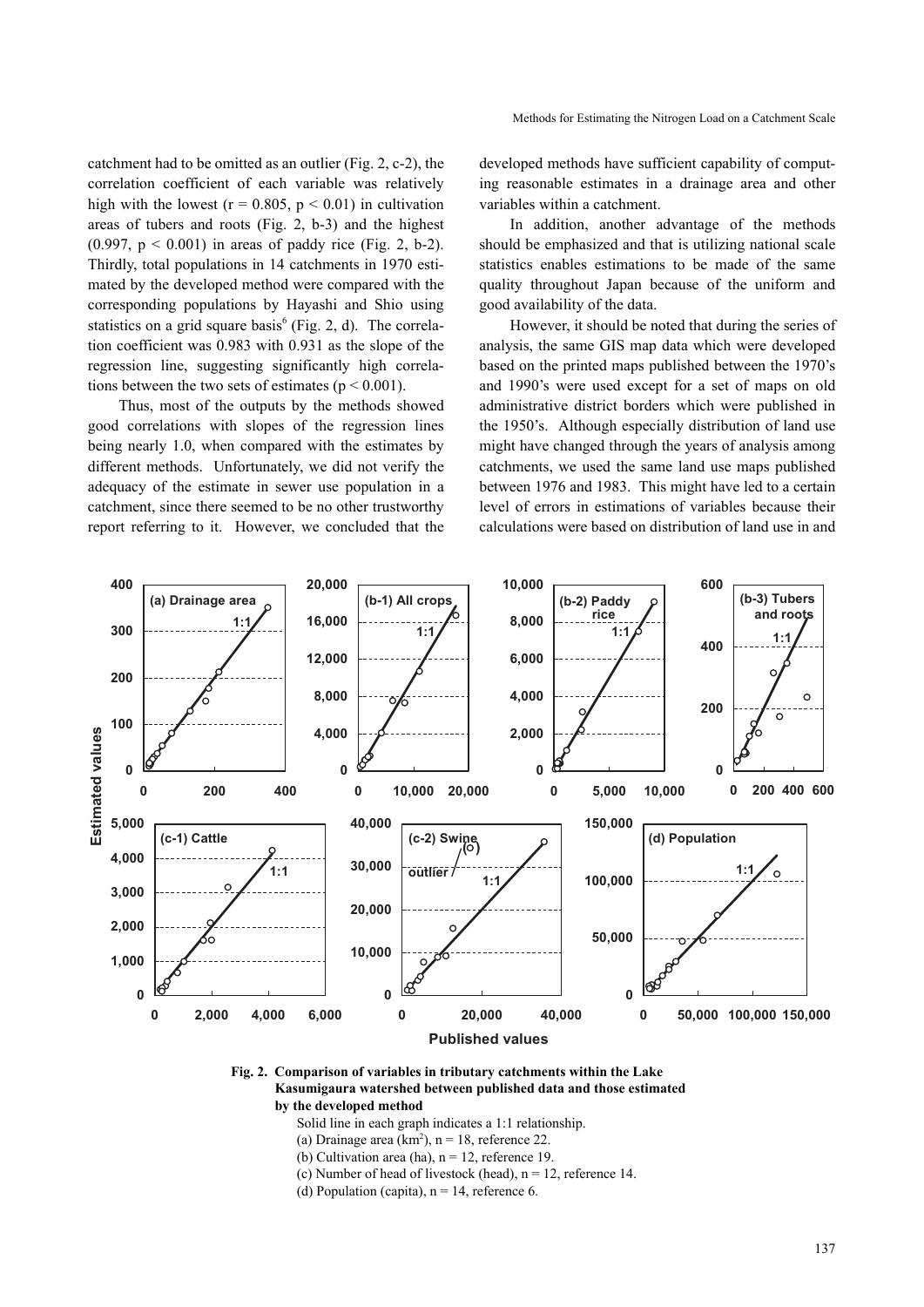catchment had to be omitted as an outlier (Fig. 2, c-2), the correlation coefficient of each variable was relatively high with the lowest ($r = 0.805$, $p < 0.01$) in cultivation areas of tubers and roots (Fig. 2, b-3) and the highest (0.997, $p < 0.001$) in areas of paddy rice (Fig. 2, b-2). Thirdly, total populations in 14 catchments in 1970 estimated by the developed method were compared with the corresponding populations by Hayashi and Shio using statistics on a grid square basis[6] (Fig. 2, d). The correlation coefficient was 0.983 with 0.931 as the slope of the regression line, suggesting significantly high correlations between the two sets of estimates ($p < 0.001$).

Thus, most of the outputs by the methods showed good correlations with slopes of the regression lines being nearly 1.0, when compared with the estimates by different methods. Unfortunately, we did not verify the adequacy of the estimate in sewer use population in a catchment, since there seemed to be no other trustworthy report referring to it. However, we concluded that the developed methods have sufficient capability of computing reasonable estimates in a drainage area and other variables within a catchment.

In addition, another advantage of the methods should be emphasized and that is utilizing national scale statistics enables estimations to be made of the same quality throughout Japan because of the uniform and good availability of the data.

However, it should be noted that during the series of analysis, the same GIS map data which were developed based on the printed maps published between the 1970's and 1990's were used except for a set of maps on old administrative district borders which were published in the 1950's. Although especially distribution of land use might have changed through the years of analysis among catchments, we used the same land use maps published between 1976 and 1983. This might have led to a certain level of errors in estimations of variables because their calculations were based on distribution of land use in and

**Fig. 2. Comparison of variables in tributary catchments within the Lake Kasumigaura watershed between published data and those estimated by the developed method**

Solid line in each graph indicates a 1:1 relationship.
(a) Drainage area ($km^2$), $n = 18$, reference 22.
(b) Cultivation area (ha), $n = 12$, reference 19.
(c) Number of head of livestock (head), $n = 12$, reference 14.
(d) Population (capita), $n = 14$, reference 6.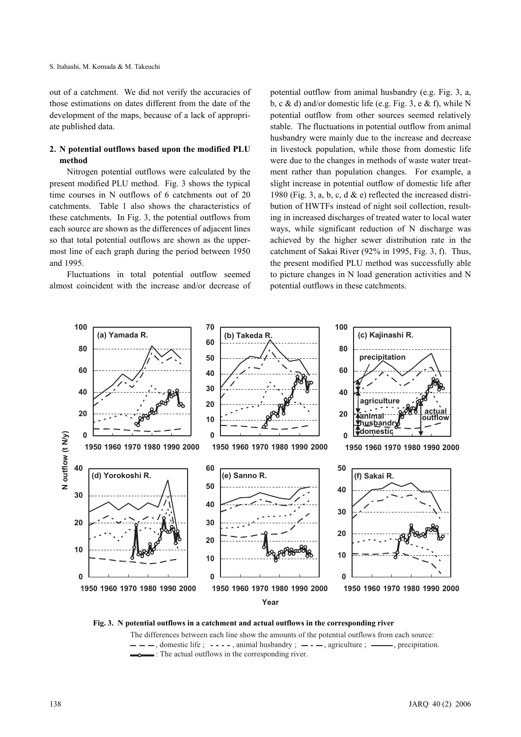out of a catchment. We did not verify the accuracies of those estimations on dates different from the date of the development of the maps, because of a lack of appropriate published data.

### 2. N potential outflows based upon the modified PLU method

Nitrogen potential outflows were calculated by the present modified PLU method. Fig. 3 shows the typical time courses in N outflows of 6 catchments out of 20 catchments. Table 1 also shows the characteristics of these catchments. In Fig. 3, the potential outflows from each source are shown as the differences of adjacent lines so that total potential outflows are shown as the uppermost line of each graph during the period between 1950 and 1995.

Fluctuations in total potential outflow seemed almost coincident with the increase and/or decrease of potential outflow from animal husbandry (e.g. Fig. 3, a, b, c & d) and/or domestic life (e.g. Fig. 3, e & f), while N potential outflow from other sources seemed relatively stable. The fluctuations in potential outflow from animal husbandry were mainly due to the increase and decrease in livestock population, while those from domestic life were due to the changes in methods of waste water treatment rather than population changes. For example, a slight increase in potential outflow of domestic life after 1980 (Fig. 3, a, b, c, d & e) reflected the increased distribution of HWTFs instead of night soil collection, resulting in increased discharges of treated water to local water ways, while significant reduction of N discharge was achieved by the higher sewer distribution rate in the catchment of Sakai River (92% in 1995, Fig. 3, f). Thus, the present modified PLU method was successfully able to picture changes in N load generation activities and N potential outflows in these catchments.

**Fig. 3. N potential outflows in a catchment and actual outflows in the corresponding river**

The differences between each line show the amounts of the potential outflows from each source: — — —, domestic life ; - - - -, animal husbandry ; — · —, agriculture ; ———, precipitation. —○—: The actual outflows in the corresponding river.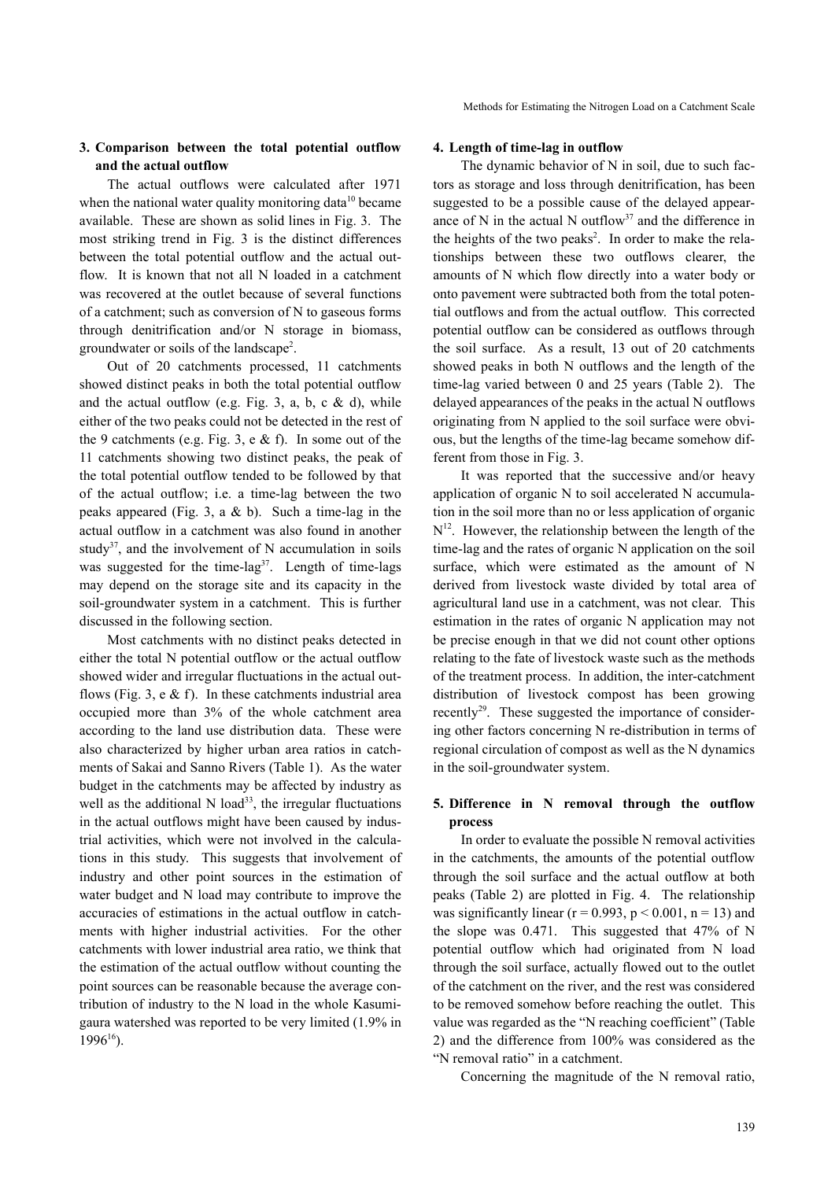## 3. Comparison between the total potential outflow and the actual outflow

The actual outflows were calculated after 1971 when the national water quality monitoring data[10] became available. These are shown as solid lines in Fig. 3. The most striking trend in Fig. 3 is the distinct differences between the total potential outflow and the actual outflow. It is known that not all N loaded in a catchment was recovered at the outlet because of several functions of a catchment; such as conversion of N to gaseous forms through denitrification and/or N storage in biomass, groundwater or soils of the landscape[2].

Out of 20 catchments processed, 11 catchments showed distinct peaks in both the total potential outflow and the actual outflow (e.g. Fig. 3, a, b, c & d), while either of the two peaks could not be detected in the rest of the 9 catchments (e.g. Fig. 3, e & f). In some out of the 11 catchments showing two distinct peaks, the peak of the total potential outflow tended to be followed by that of the actual outflow; i.e. a time-lag between the two peaks appeared (Fig. 3, a & b). Such a time-lag in the actual outflow in a catchment was also found in another study[37], and the involvement of N accumulation in soils was suggested for the time-lag[37]. Length of time-lags may depend on the storage site and its capacity in the soil-groundwater system in a catchment. This is further discussed in the following section.

Most catchments with no distinct peaks detected in either the total N potential outflow or the actual outflow showed wider and irregular fluctuations in the actual outflows (Fig. 3, e & f). In these catchments industrial area occupied more than 3% of the whole catchment area according to the land use distribution data. These were also characterized by higher urban area ratios in catchments of Sakai and Sanno Rivers (Table 1). As the water budget in the catchments may be affected by industry as well as the additional N load[33], the irregular fluctuations in the actual outflows might have been caused by industrial activities, which were not involved in the calculations in this study. This suggests that involvement of industry and other point sources in the estimation of water budget and N load may contribute to improve the accuracies of estimations in the actual outflow in catchments with higher industrial activities. For the other catchments with lower industrial area ratio, we think that the estimation of the actual outflow without counting the point sources can be reasonable because the average contribution of industry to the N load in the whole Kasumigaura watershed was reported to be very limited (1.9% in 1996[16]).

## 4. Length of time-lag in outflow

The dynamic behavior of N in soil, due to such factors as storage and loss through denitrification, has been suggested to be a possible cause of the delayed appearance of N in the actual N outflow[37] and the difference in the heights of the two peaks[2]. In order to make the relationships between these two outflows clearer, the amounts of N which flow directly into a water body or onto pavement were subtracted both from the total potential outflows and from the actual outflow. This corrected potential outflow can be considered as outflows through the soil surface. As a result, 13 out of 20 catchments showed peaks in both N outflows and the length of the time-lag varied between 0 and 25 years (Table 2). The delayed appearances of the peaks in the actual N outflows originating from N applied to the soil surface were obvious, but the lengths of the time-lag became somehow different from those in Fig. 3.

It was reported that the successive and/or heavy application of organic N to soil accelerated N accumulation in the soil more than no or less application of organic N[12]. However, the relationship between the length of the time-lag and the rates of organic N application on the soil surface, which were estimated as the amount of N derived from livestock waste divided by total area of agricultural land use in a catchment, was not clear. This estimation in the rates of organic N application may not be precise enough in that we did not count other options relating to the fate of livestock waste such as the methods of the treatment process. In addition, the inter-catchment distribution of livestock compost has been growing recently[29]. These suggested the importance of considering other factors concerning N re-distribution in terms of regional circulation of compost as well as the N dynamics in the soil-groundwater system.

## 5. Difference in N removal through the outflow process

In order to evaluate the possible N removal activities in the catchments, the amounts of the potential outflow through the soil surface and the actual outflow at both peaks (Table 2) are plotted in Fig. 4. The relationship was significantly linear ($r = 0.993$, $p < 0.001$, $n = 13$) and the slope was 0.471. This suggested that 47% of N potential outflow which had originated from N load through the soil surface, actually flowed out to the outlet of the catchment on the river, and the rest was considered to be removed somehow before reaching the outlet. This value was regarded as the "N reaching coefficient" (Table 2) and the difference from 100% was considered as the "N removal ratio" in a catchment.

Concerning the magnitude of the N removal ratio,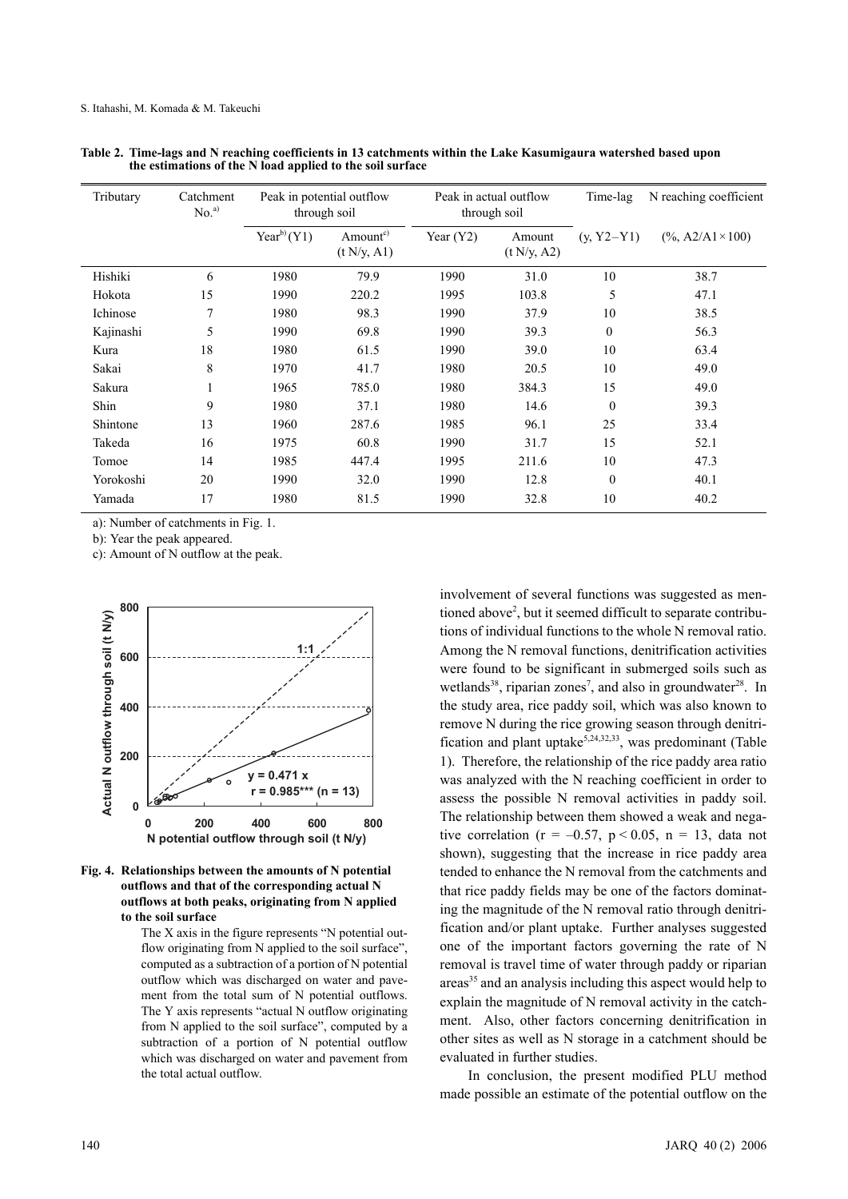**Table 2. Time-lags and N reaching coefficients in 13 catchments within the Lake Kasumigaura watershed based upon the estimations of the N load applied to the soil surface**

| Tributary | Catchment No.[a)] | Peak in potential outflow through soil | | Peak in actual outflow through soil | | Time-lag | N reaching coefficient |
|---|---|---|---|---|---|---|---|
| | | Year[b)] (Y1) | Amount[c)] (t N/y, A1) | Year (Y2) | Amount (t N/y, A2) | (y, Y2–Y1) | (%, A2/A1×100) |
| Hishiki | 6 | 1980 | 79.9 | 1990 | 31.0 | 10 | 38.7 |
| Hokota | 15 | 1990 | 220.2 | 1995 | 103.8 | 5 | 47.1 |
| Ichinose | 7 | 1980 | 98.3 | 1990 | 37.9 | 10 | 38.5 |
| Kajinashi | 5 | 1990 | 69.8 | 1990 | 39.3 | 0 | 56.3 |
| Kura | 18 | 1980 | 61.5 | 1990 | 39.0 | 10 | 63.4 |
| Sakai | 8 | 1970 | 41.7 | 1980 | 20.5 | 10 | 49.0 |
| Sakura | 1 | 1965 | 785.0 | 1980 | 384.3 | 15 | 49.0 |
| Shin | 9 | 1980 | 37.1 | 1980 | 14.6 | 0 | 39.3 |
| Shintone | 13 | 1960 | 287.6 | 1985 | 96.1 | 25 | 33.4 |
| Takeda | 16 | 1975 | 60.8 | 1990 | 31.7 | 15 | 52.1 |
| Tomoe | 14 | 1985 | 447.4 | 1995 | 211.6 | 10 | 47.3 |
| Yorokoshi | 20 | 1990 | 32.0 | 1990 | 12.8 | 0 | 40.1 |
| Yamada | 17 | 1980 | 81.5 | 1990 | 32.8 | 10 | 40.2 |

a): Number of catchments in Fig. 1.

b): Year the peak appeared.

c): Amount of N outflow at the peak.

**Fig. 4. Relationships between the amounts of N potential outflows and that of the corresponding actual N outflows at both peaks, originating from N applied to the soil surface**

The X axis in the figure represents "N potential outflow originating from N applied to the soil surface", computed as a subtraction of a portion of N potential outflow which was discharged on water and pavement from the total sum of N potential outflows. The Y axis represents "actual N outflow originating from N applied to the soil surface", computed by a subtraction of a portion of N potential outflow which was discharged on water and pavement from the total actual outflow.

involvement of several functions was suggested as mentioned above[2], but it seemed difficult to separate contributions of individual functions to the whole N removal ratio. Among the N removal functions, denitrification activities were found to be significant in submerged soils such as wetlands[38], riparian zones[7], and also in groundwater[28]. In the study area, rice paddy soil, which was also known to remove N during the rice growing season through denitrification and plant uptake[5,24,32,33], was predominant (Table 1). Therefore, the relationship of the rice paddy area ratio was analyzed with the N reaching coefficient in order to assess the possible N removal activities in paddy soil. The relationship between them showed a weak and negative correlation ($r = -0.57$, $p < 0.05$, $n = 13$, data not shown), suggesting that the increase in rice paddy area tended to enhance the N removal from the catchments and that rice paddy fields may be one of the factors dominating the magnitude of the N removal ratio through denitrification and/or plant uptake. Further analyses suggested one of the important factors governing the rate of N removal is travel time of water through paddy or riparian areas[35] and an analysis including this aspect would help to explain the magnitude of N removal activity in the catchment. Also, other factors concerning denitrification in other sites as well as N storage in a catchment should be evaluated in further studies.

In conclusion, the present modified PLU method made possible an estimate of the potential outflow on the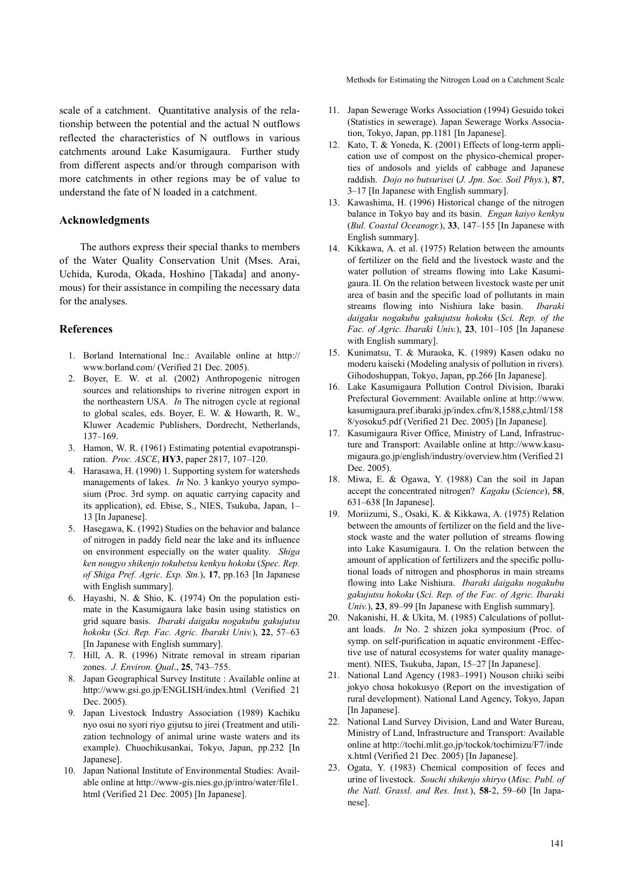scale of a catchment. Quantitative analysis of the relationship between the potential and the actual N outflows reflected the characteristics of N outflows in various catchments around Lake Kasumigaura. Further study from different aspects and/or through comparison with more catchments in other regions may be of value to understand the fate of N loaded in a catchment.

### Acknowledgments

The authors express their special thanks to members of the Water Quality Conservation Unit (Mses. Arai, Uchida, Kuroda, Okada, Hoshino [Takada] and anonymous) for their assistance in compiling the necessary data for the analyses.

### References

1. Borland International Inc.: Available online at http://www.borland.com/ (Verified 21 Dec. 2005).
2. Boyer, E. W. et al. (2002) Anthropogenic nitrogen sources and relationships to riverine nitrogen export in the northeastern USA. *In* The nitrogen cycle at regional to global scales, eds. Boyer, E. W. & Howarth, R. W., Kluwer Academic Publishers, Dordrecht, Netherlands, 137–169.
3. Hamon, W. R. (1961) Estimating potential evapotranspiration. *Proc. ASCE*, **HY3**, paper 2817, 107–120.
4. Harasawa, H. (1990) 1. Supporting system for watersheds managements of lakes. *In* No. 3 kankyo youryo symposium (Proc. 3rd symp. on aquatic carrying capacity and its application), ed. Ebise, S., NIES, Tsukuba, Japan, 1–13 [In Japanese].
5. Hasegawa, K. (1992) Studies on the behavior and balance of nitrogen in paddy field near the lake and its influence on environment especially on the water quality. *Shiga ken nougyo shikenjo tokubetsu kenkyu hokoku* (*Spec. Rep. of Shiga Pref. Agric. Exp. Stn.*), **17**, pp.163 [In Japanese with English summary].
6. Hayashi, N. & Shio, K. (1974) On the population estimate in the Kasumigaura lake basin using statistics on grid square basis. *Ibaraki daigaku nogakubu gakujutsu hokoku* (*Sci. Rep. Fac. Agric. Ibaraki Univ.*), **22**, 57–63 [In Japanese with English summary].
7. Hill, A. R. (1996) Nitrate removal in stream riparian zones. *J. Environ. Qual*., **25**, 743–755.
8. Japan Geographical Survey Institute : Available online at http://www.gsi.go.jp/ENGLISH/index.html (Verified 21 Dec. 2005).
9. Japan Livestock Industry Association (1989) Kachiku nyo osui no syori riyo gijutsu to jirei (Treatment and utilization technology of animal urine waste waters and its example). Chuochikusankai, Tokyo, Japan, pp.232 [In Japanese].
10. Japan National Institute of Environmental Studies: Available online at http://www-gis.nies.go.jp/intro/water/file1.html (Verified 21 Dec. 2005) [In Japanese].
11. Japan Sewerage Works Association (1994) Gesuido tokei (Statistics in sewerage). Japan Sewerage Works Association, Tokyo, Japan, pp.1181 [In Japanese].
12. Kato, T. & Yoneda, K. (2001) Effects of long-term application use of compost on the physico-chemical properties of andosols and yields of cabbage and Japanese raddish. *Dojo no butsurisei* (*J. Jpn. Soc. Soil Phys.*), **87**, 3–17 [In Japanese with English summary].
13. Kawashima, H. (1996) Historical change of the nitrogen balance in Tokyo bay and its basin. *Engan kaiyo kenkyu* (*Bul. Coastal Oceanogr.*), **33**, 147–155 [In Japanese with English summary].
14. Kikkawa, A. et al. (1975) Relation between the amounts of fertilizer on the field and the livestock waste and the water pollution of streams flowing into Lake Kasumigaura. II. On the relation between livestock waste per unit area of basin and the specific load of pollutants in main streams flowing into Nishiura lake basin. *Ibaraki daigaku nogakubu gakujutsu hokoku* (*Sci. Rep. of the Fac. of Agric. Ibaraki Univ.*), **23**, 101–105 [In Japanese with English summary].
15. Kunimatsu, T. & Muraoka, K. (1989) Kasen odaku no moderu kaiseki (Modeling analysis of pollution in rivers). Gihodoshuppan, Tokyo, Japan, pp.266 [In Japanese].
16. Lake Kasumigaura Pollution Control Division, Ibaraki Prefectural Government: Available online at http://www.kasumigaura.pref.ibaraki.jp/index.cfm/8,1588,c,html/1588/yosoku5.pdf (Verified 21 Dec. 2005) [In Japanese].
17. Kasumigaura River Office, Ministry of Land, Infrastructure and Transport: Available online at http://www.kasumigaura.go.jp/english/industry/overview.htm (Verified 21 Dec. 2005).
18. Miwa, E. & Ogawa, Y. (1988) Can the soil in Japan accept the concentrated nitrogen? *Kagaku* (*Science*), **58**, 631–638 [In Japanese].
19. Moriizumi, S., Osaki, K. & Kikkawa, A. (1975) Relation between the amounts of fertilizer on the field and the livestock waste and the water pollution of streams flowing into Lake Kasumigaura. I. On the relation between the amount of application of fertilizers and the specific pollutional loads of nitrogen and phosphorus in main streams flowing into Lake Nishiura. *Ibaraki daigaku nogakubu gakujutsu hokoku* (*Sci. Rep. of the Fac. of Agric. Ibaraki Univ.*), **23**, 89–99 [In Japanese with English summary].
20. Nakanishi, H. & Ukita, M. (1985) Calculations of pollutant loads. *In* No. 2 shizen joka symposium (Proc. of symp. on self-purification in aquatic environment -Effective use of natural ecosystems for water quality management). NIES, Tsukuba, Japan, 15–27 [In Japanese].
21. National Land Agency (1983–1991) Nouson chiiki seibi jokyo chosa hokokusyo (Report on the investigation of rural development). National Land Agency, Tokyo, Japan [In Japanese].
22. National Land Survey Division, Land and Water Bureau, Ministry of Land, Infrastructure and Transport: Available online at http://tochi.mlit.go.jp/tockok/tochimizu/F7/index.html (Verified 21 Dec. 2005) [In Japanese].
23. Ogata, Y. (1983) Chemical composition of feces and urine of livestock. *Souchi shikenjo shiryo* (*Misc. Publ. of the Natl. Grassl. and Res. Inst.*), **58**-2, 59–60 [In Japanese].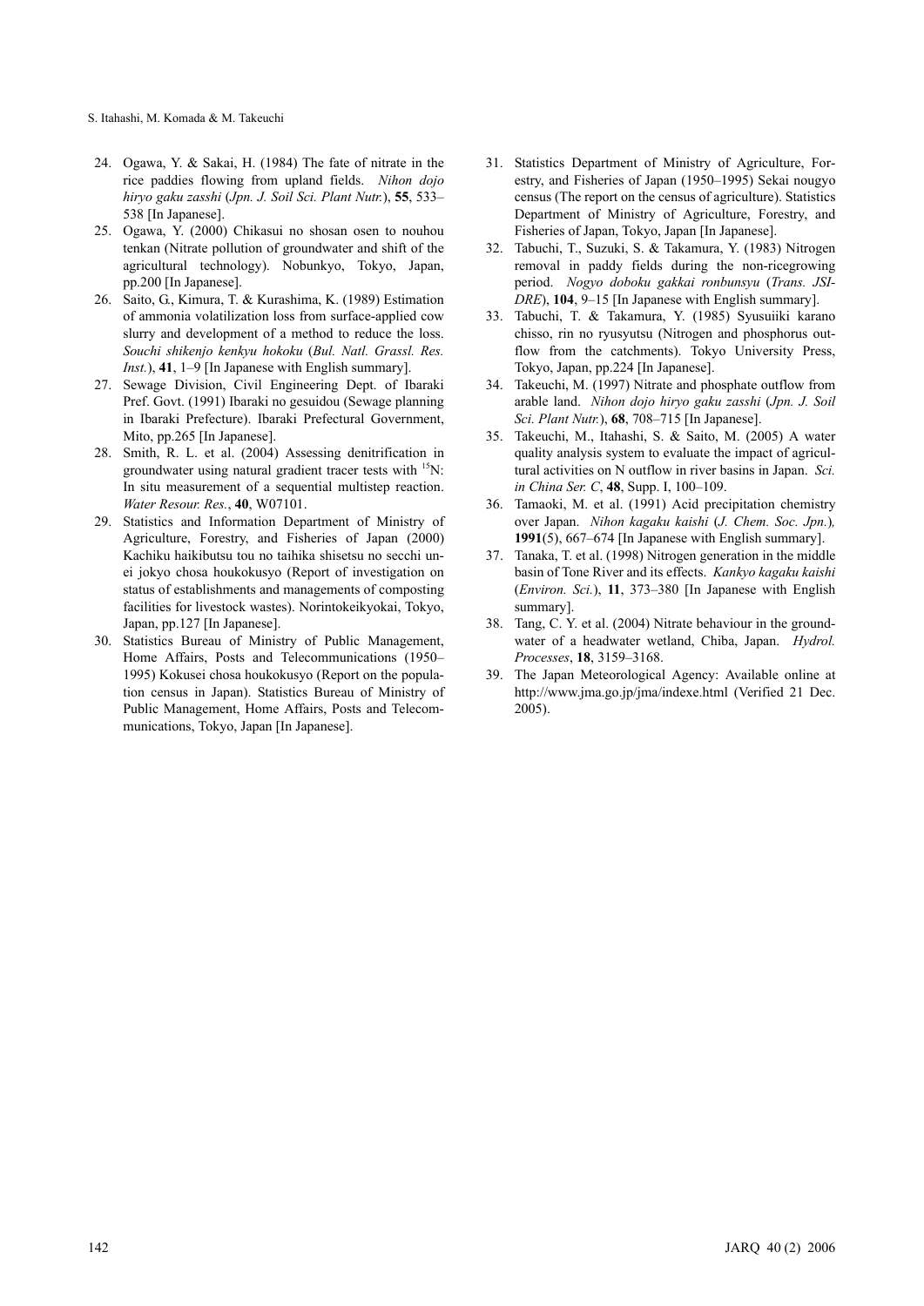24. Ogawa, Y. & Sakai, H. (1984) The fate of nitrate in the rice paddies flowing from upland fields. *Nihon dojo hiryo gaku zasshi* (*Jpn. J. Soil Sci. Plant Nutr.*), **55**, 533–538 [In Japanese].
25. Ogawa, Y. (2000) Chikasui no shosan osen to nouhou tenkan (Nitrate pollution of groundwater and shift of the agricultural technology). Nobunkyo, Tokyo, Japan, pp.200 [In Japanese].
26. Saito, G., Kimura, T. & Kurashima, K. (1989) Estimation of ammonia volatilization loss from surface-applied cow slurry and development of a method to reduce the loss. *Souchi shikenjo kenkyu hokoku* (*Bul. Natl. Grassl. Res. Inst.*), **41**, 1–9 [In Japanese with English summary].
27. Sewage Division, Civil Engineering Dept. of Ibaraki Pref. Govt. (1991) Ibaraki no gesuidou (Sewage planning in Ibaraki Prefecture). Ibaraki Prefectural Government, Mito, pp.265 [In Japanese].
28. Smith, R. L. et al. (2004) Assessing denitrification in groundwater using natural gradient tracer tests with $^{15}N$: In situ measurement of a sequential multistep reaction. *Water Resour. Res.*, **40**, W07101.
29. Statistics and Information Department of Ministry of Agriculture, Forestry, and Fisheries of Japan (2000) Kachiku haikibutsu tou no taihika shisetsu no secchi unei jokyo chosa houkokusyo (Report of investigation on status of establishments and managements of composting facilities for livestock wastes). Norintokeikyokai, Tokyo, Japan, pp.127 [In Japanese].
30. Statistics Bureau of Ministry of Public Management, Home Affairs, Posts and Telecommunications (1950–1995) Kokusei chosa houkokusyo (Report on the population census in Japan). Statistics Bureau of Ministry of Public Management, Home Affairs, Posts and Telecommunications, Tokyo, Japan [In Japanese].
31. Statistics Department of Ministry of Agriculture, Forestry, and Fisheries of Japan (1950–1995) Sekai nougyo census (The report on the census of agriculture). Statistics Department of Ministry of Agriculture, Forestry, and Fisheries of Japan, Tokyo, Japan [In Japanese].
32. Tabuchi, T., Suzuki, S. & Takamura, Y. (1983) Nitrogen removal in paddy fields during the non-ricegrowing period. *Nogyo doboku gakkai ronbunsyu* (*Trans. JSIDRE*), **104**, 9–15 [In Japanese with English summary].
33. Tabuchi, T. & Takamura, Y. (1985) Syusuiiki karano chisso, rin no ryusyutsu (Nitrogen and phosphorus outflow from the catchments). Tokyo University Press, Tokyo, Japan, pp.224 [In Japanese].
34. Takeuchi, M. (1997) Nitrate and phosphate outflow from arable land. *Nihon dojo hiryo gaku zasshi* (*Jpn. J. Soil Sci. Plant Nutr.*), **68**, 708–715 [In Japanese].
35. Takeuchi, M., Itahashi, S. & Saito, M. (2005) A water quality analysis system to evaluate the impact of agricultural activities on N outflow in river basins in Japan. *Sci. in China Ser. C*, **48**, Supp. I, 100–109.
36. Tamaoki, M. et al. (1991) Acid precipitation chemistry over Japan. *Nihon kagaku kaishi* (*J. Chem. Soc. Jpn.*), **1991**(5), 667–674 [In Japanese with English summary].
37. Tanaka, T. et al. (1998) Nitrogen generation in the middle basin of Tone River and its effects. *Kankyo kagaku kaishi* (*Environ. Sci.*), **11**, 373–380 [In Japanese with English summary].
38. Tang, C. Y. et al. (2004) Nitrate behaviour in the groundwater of a headwater wetland, Chiba, Japan. *Hydrol. Processes*, **18**, 3159–3168.
39. The Japan Meteorological Agency: Available online at http://www.jma.go.jp/jma/indexe.html (Verified 21 Dec. 2005).